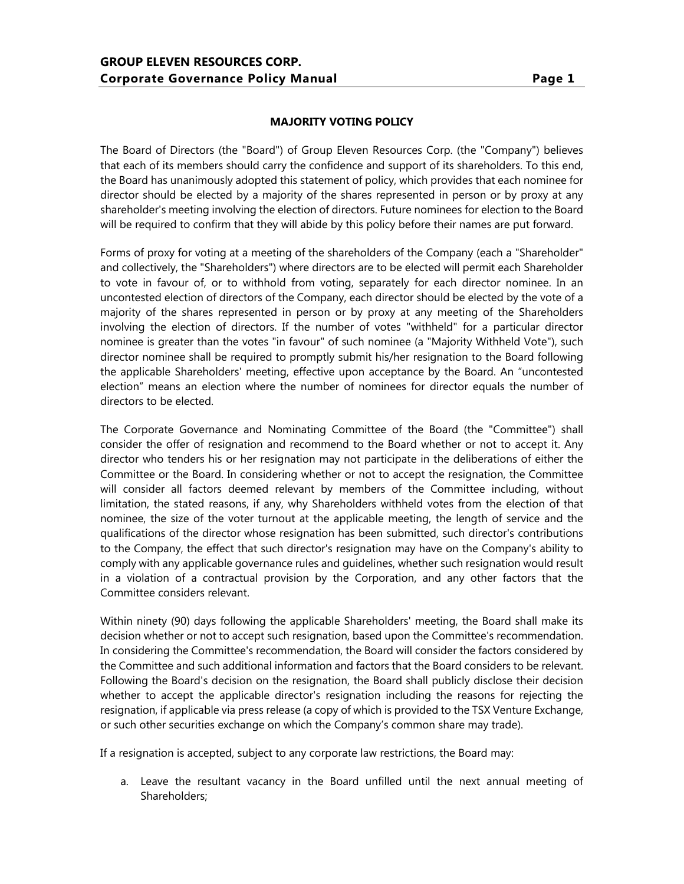## MAJORITY VOTING POLICY

The Board of Directors (the "Board") of Group Eleven Resources Corp. (the "Company") believes that each of its members should carry the confidence and support of its shareholders. To this end, the Board has unanimously adopted this statement of policy, which provides that each nominee for director should be elected by a majority of the shares represented in person or by proxy at any shareholder's meeting involving the election of directors. Future nominees for election to the Board will be required to confirm that they will abide by this policy before their names are put forward.

Forms of proxy for voting at a meeting of the shareholders of the Company (each a "Shareholder" and collectively, the "Shareholders") where directors are to be elected will permit each Shareholder to vote in favour of, or to withhold from voting, separately for each director nominee. In an uncontested election of directors of the Company, each director should be elected by the vote of a majority of the shares represented in person or by proxy at any meeting of the Shareholders involving the election of directors. If the number of votes "withheld" for a particular director nominee is greater than the votes "in favour" of such nominee (a "Majority Withheld Vote"), such director nominee shall be required to promptly submit his/her resignation to the Board following the applicable Shareholders' meeting, effective upon acceptance by the Board. An "uncontested election" means an election where the number of nominees for director equals the number of directors to be elected.

The Corporate Governance and Nominating Committee of the Board (the "Committee") shall consider the offer of resignation and recommend to the Board whether or not to accept it. Any director who tenders his or her resignation may not participate in the deliberations of either the Committee or the Board. In considering whether or not to accept the resignation, the Committee will consider all factors deemed relevant by members of the Committee including, without limitation, the stated reasons, if any, why Shareholders withheld votes from the election of that nominee, the size of the voter turnout at the applicable meeting, the length of service and the qualifications of the director whose resignation has been submitted, such director's contributions to the Company, the effect that such director's resignation may have on the Company's ability to comply with any applicable governance rules and guidelines, whether such resignation would result in a violation of a contractual provision by the Corporation, and any other factors that the Committee considers relevant.

Within ninety (90) days following the applicable Shareholders' meeting, the Board shall make its decision whether or not to accept such resignation, based upon the Committee's recommendation. In considering the Committee's recommendation, the Board will consider the factors considered by the Committee and such additional information and factors that the Board considers to be relevant. Following the Board's decision on the resignation, the Board shall publicly disclose their decision whether to accept the applicable director's resignation including the reasons for rejecting the resignation, if applicable via press release (a copy of which is provided to the TSX Venture Exchange, or such other securities exchange on which the Company's common share may trade).

If a resignation is accepted, subject to any corporate law restrictions, the Board may:

a. Leave the resultant vacancy in the Board unfilled until the next annual meeting of Shareholders;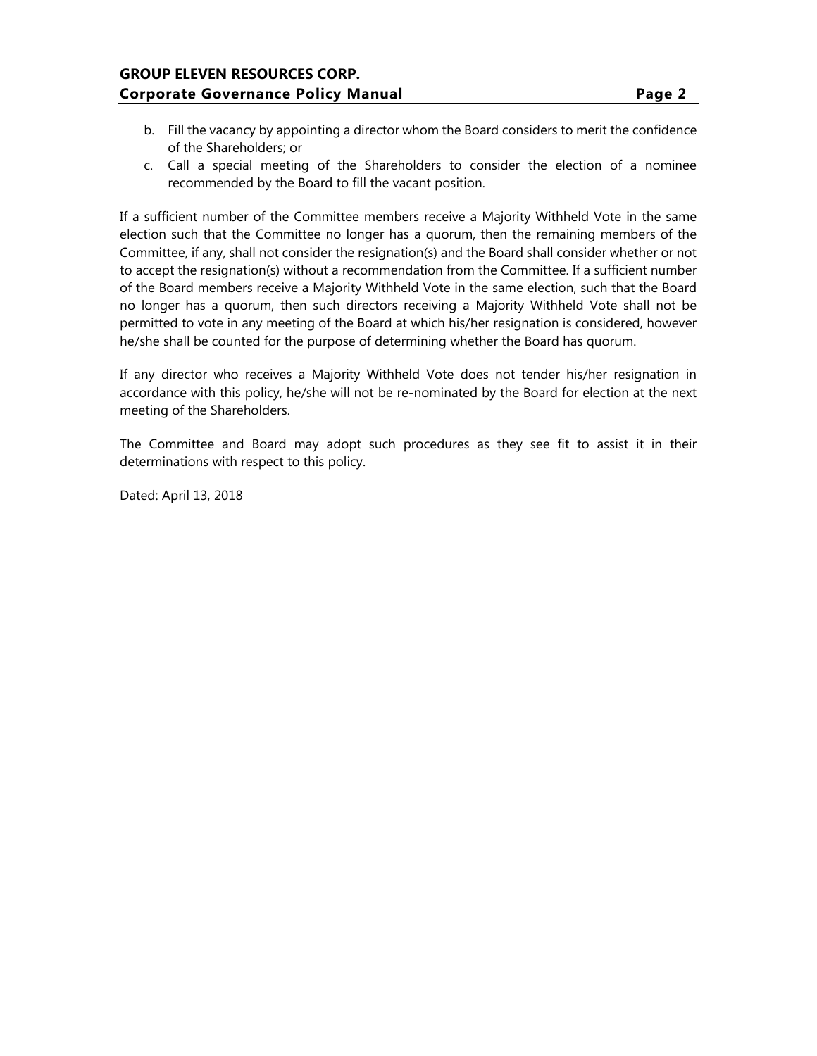b. Fill the vacancy by appointing a director whom the Board considers to merit the confidence of the Shareholders; or
c. Call a special meeting of the Shareholders to consider the election of a nominee recommended by the Board to fill the vacant position.

If a sufficient number of the Committee members receive a Majority Withheld Vote in the same election such that the Committee no longer has a quorum, then the remaining members of the Committee, if any, shall not consider the resignation(s) and the Board shall consider whether or not to accept the resignation(s) without a recommendation from the Committee. If a sufficient number of the Board members receive a Majority Withheld Vote in the same election, such that the Board no longer has a quorum, then such directors receiving a Majority Withheld Vote shall not be permitted to vote in any meeting of the Board at which his/her resignation is considered, however he/she shall be counted for the purpose of determining whether the Board has quorum.

If any director who receives a Majority Withheld Vote does not tender his/her resignation in accordance with this policy, he/she will not be re-nominated by the Board for election at the next meeting of the Shareholders.

The Committee and Board may adopt such procedures as they see fit to assist it in their determinations with respect to this policy.

Dated: April 13, 2018